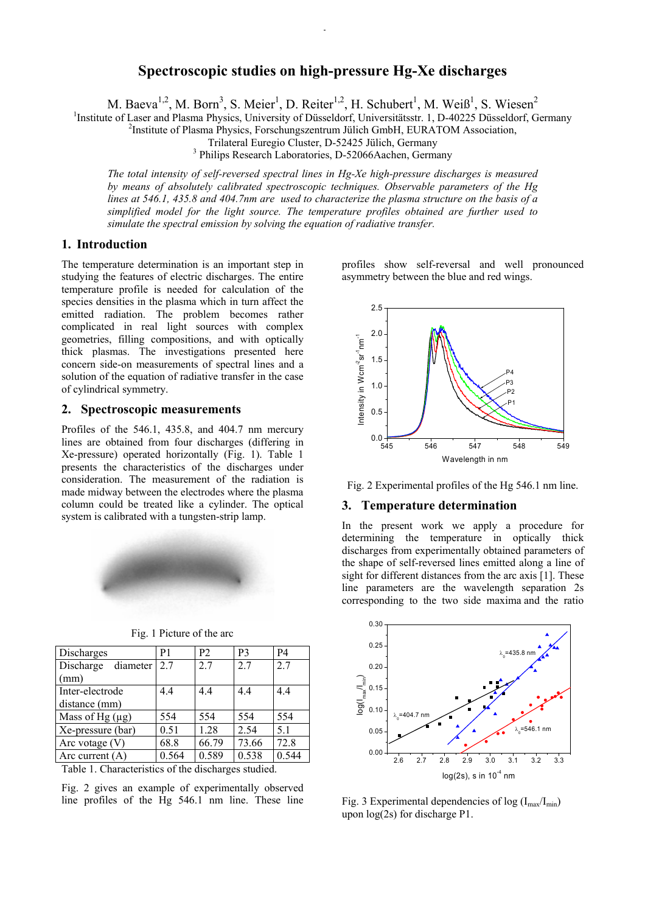# Spectroscopic studies on high-pressure Hg-Xe discharges

M. Baeva[1,2], M. Born[3], S. Meier[1], D. Reiter[1,2], H. Schubert[1], M. Weiß[1], S. Wiesen[2]

[1]Institute of Laser and Plasma Physics, University of Düsseldorf, Universitätsstr. 1, D-40225 Düsseldorf, Germany
[2]Institute of Plasma Physics, Forschungszentrum Jülich GmbH, EURATOM Association, Trilateral Euregio Cluster, D-52425 Jülich, Germany
[3] Philips Research Laboratories, D-52066Aachen, Germany

*The total intensity of self-reversed spectral lines in Hg-Xe high-pressure discharges is measured by means of absolutely calibrated spectroscopic techniques. Observable parameters of the Hg lines at 546.1, 435.8 and 404.7nm are used to characterize the plasma structure on the basis of a simplified model for the light source. The temperature profiles obtained are further used to simulate the spectral emission by solving the equation of radiative transfer.*

## 1. Introduction

The temperature determination is an important step in studying the features of electric discharges. The entire temperature profile is needed for calculation of the species densities in the plasma which in turn affect the emitted radiation. The problem becomes rather complicated in real light sources with complex geometries, filling compositions, and with optically thick plasmas. The investigations presented here concern side-on measurements of spectral lines and a solution of the equation of radiative transfer in the case of cylindrical symmetry.

## 2. Spectroscopic measurements

Profiles of the 546.1, 435.8, and 404.7 nm mercury lines are obtained from four discharges (differing in Xe-pressure) operated horizontally (Fig. 1). Table 1 presents the characteristics of the discharges under consideration. The measurement of the radiation is made midway between the electrodes where the plasma column could be treated like a cylinder. The optical system is calibrated with a tungsten-strip lamp.

Fig. 1 Picture of the arc

| Discharges | P1 | P2 | P3 | P4 |
|---|---|---|---|---|
| Discharge diameter (mm) | 2.7 | 2.7 | 2.7 | 2.7 |
| Inter-electrode distance (mm) | 4.4 | 4.4 | 4.4 | 4.4 |
| Mass of Hg (µg) | 554 | 554 | 554 | 554 |
| Xe-pressure (bar) | 0.51 | 1.28 | 2.54 | 5.1 |
| Arc votage (V) | 68.8 | 66.79 | 73.66 | 72.8 |
| Arc current (A) | 0.564 | 0.589 | 0.538 | 0.544 |

Table 1. Characteristics of the discharges studied.

Fig. 2 gives an example of experimentally observed line profiles of the Hg 546.1 nm line. These line profiles show self-reversal and well pronounced asymmetry between the blue and red wings.

Fig. 2 Experimental profiles of the Hg 546.1 nm line.

## 3. Temperature determination

In the present work we apply a procedure for determining the temperature in optically thick discharges from experimentally obtained parameters of the shape of self-reversed lines emitted along a line of sight for different distances from the arc axis [1]. These line parameters are the wavelength separation 2s corresponding to the two side maxima and the ratio

Fig. 3 Experimental dependencies of log ($I_{max}/I_{min}$) upon log(2s) for discharge P1.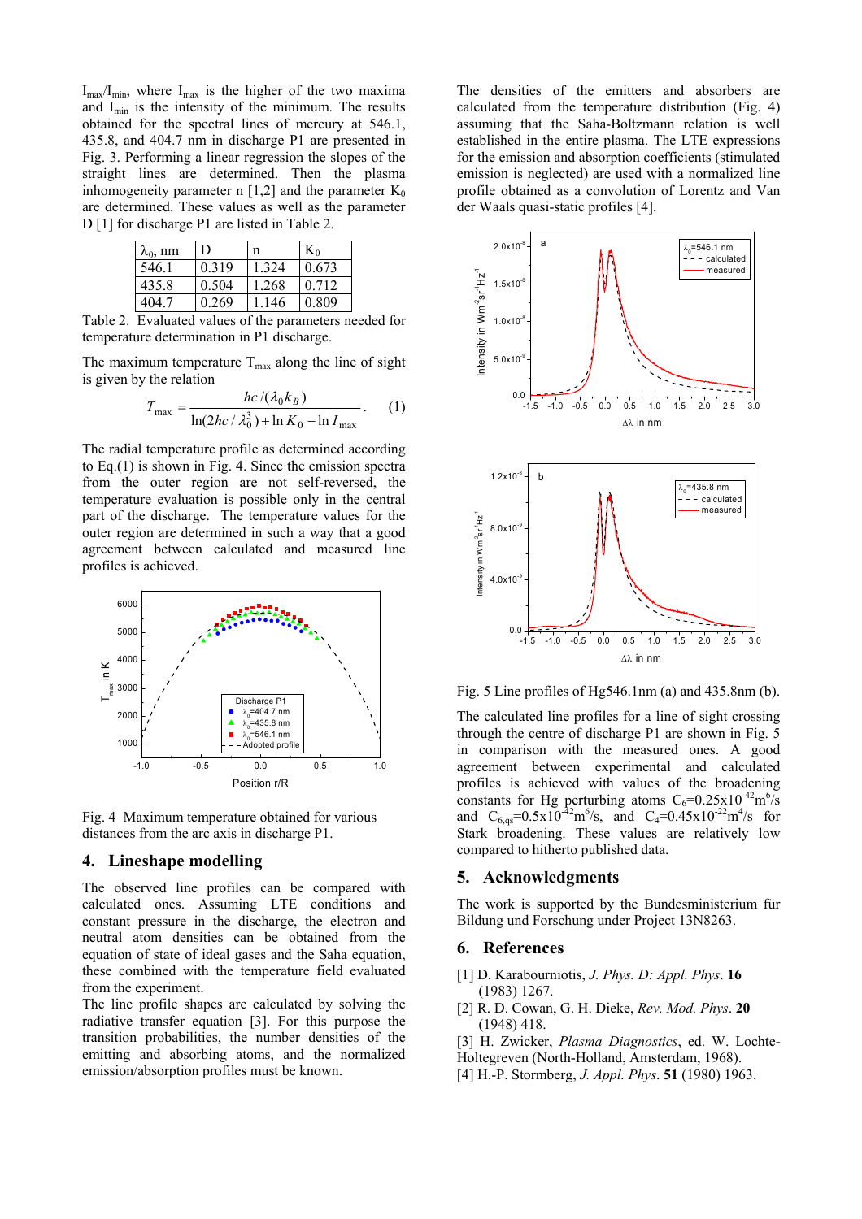$I_{max}/I_{min}$, where $I_{max}$ is the higher of the two maxima and $I_{min}$ is the intensity of the minimum. The results obtained for the spectral lines of mercury at 546.1, 435.8, and 404.7 nm in discharge P1 are presented in Fig. 3. Performing a linear regression the slopes of the straight lines are determined. Then the plasma inhomogeneity parameter n [1,2] and the parameter $K_0$ are determined. These values as well as the parameter D [1] for discharge P1 are listed in Table 2.

| $\lambda_0$, nm | D | n | $K_0$ |
|---|---|---|---|
| 546.1 | 0.319 | 1.324 | 0.673 |
| 435.8 | 0.504 | 1.268 | 0.712 |
| 404.7 | 0.269 | 1.146 | 0.809 |

Table 2. Evaluated values of the parameters needed for temperature determination in P1 discharge.

The maximum temperature $T_{max}$ along the line of sight is given by the relation

$$T_{\max} = \frac{hc/(\lambda_0 k_B)}{\ln(2hc/\lambda_0^3) + \ln K_0 - \ln I_{\max}} . \qquad (1)$$

The radial temperature profile as determined according to Eq.(1) is shown in Fig. 4. Since the emission spectra from the outer region are not self-reversed, the temperature evaluation is possible only in the central part of the discharge. The temperature values for the outer region are determined in such a way that a good agreement between calculated and measured line profiles is achieved.

6000
5000
4000
3000
2000
1000
$T_{max}$ in K
-1.0
-0.5
0.0
0.5
1.0
Position r/R
Discharge P1
$\lambda_0$=404.7 nm
$\lambda_0$=435.8 nm
$\lambda_0$=546.1 nm
Adopted profile

Fig. 4 Maximum temperature obtained for various distances from the arc axis in discharge P1.

## 4. Lineshape modelling

The observed line profiles can be compared with calculated ones. Assuming LTE conditions and constant pressure in the discharge, the electron and neutral atom densities can be obtained from the equation of state of ideal gases and the Saha equation, these combined with the temperature field evaluated from the experiment.

The line profile shapes are calculated by solving the radiative transfer equation [3]. For this purpose the transition probabilities, the number densities of the emitting and absorbing atoms, and the normalized emission/absorption profiles must be known.

The densities of the emitters and absorbers are calculated from the temperature distribution (Fig. 4) assuming that the Saha-Boltzmann relation is well established in the entire plasma. The LTE expressions for the emission and absorption coefficients (stimulated emission is neglected) are used with a normalized line profile obtained as a convolution of Lorentz and Van der Waals quasi-static profiles [4].

a
2.0x10$^{-8}$
1.5x10$^{-8}$
1.0x10$^{-8}$
5.0x10$^{-9}$
0.0
Intensity in Wm$^{-2}$sr$^{-1}$Hz$^{-1}$
-1.5 -1.0 -0.5 0.0 0.5 1.0 1.5 2.0 2.5 3.0
Δλ in nm
$\lambda_0$=546.1 nm
calculated
measured

b
1.2x10$^{-8}$
8.0x10$^{-9}$
4.0x10$^{-9}$
0.0
Intensity in Wm$^{-2}$sr$^{-1}$Hz$^{-1}$
-1.5 -1.0 -0.5 0.0 0.5 1.0 1.5 2.0 2.5 3.0
Δλ in nm
$\lambda_0$=435.8 nm
calculated
measured

Fig. 5 Line profiles of Hg546.1nm (a) and 435.8nm (b).

The calculated line profiles for a line of sight crossing through the centre of discharge P1 are shown in Fig. 5 in comparison with the measured ones. A good agreement between experimental and calculated profiles is achieved with values of the broadening constants for Hg perturbing atoms $C_6$=0.25x10$^{-42}$m$^6$/s and $C_{6,qs}$=0.5x10$^{-42}$m$^6$/s, and $C_4$=0.45x10$^{-22}$m$^4$/s for Stark broadening. These values are relatively low compared to hitherto published data.

## 5. Acknowledgments

The work is supported by the Bundesministerium für Bildung und Forschung under Project 13N8263.

## 6. References

[1] D. Karabourniotis, *J. Phys. D: Appl. Phys*. **16** (1983) 1267.

[2] R. D. Cowan, G. H. Dieke, *Rev. Mod. Phys*. **20** (1948) 418.

[3] H. Zwicker, *Plasma Diagnostics*, ed. W. Lochte-Holtegreven (North-Holland, Amsterdam, 1968).

[4] H.-P. Stormberg, *J. Appl. Phys*. **51** (1980) 1963.